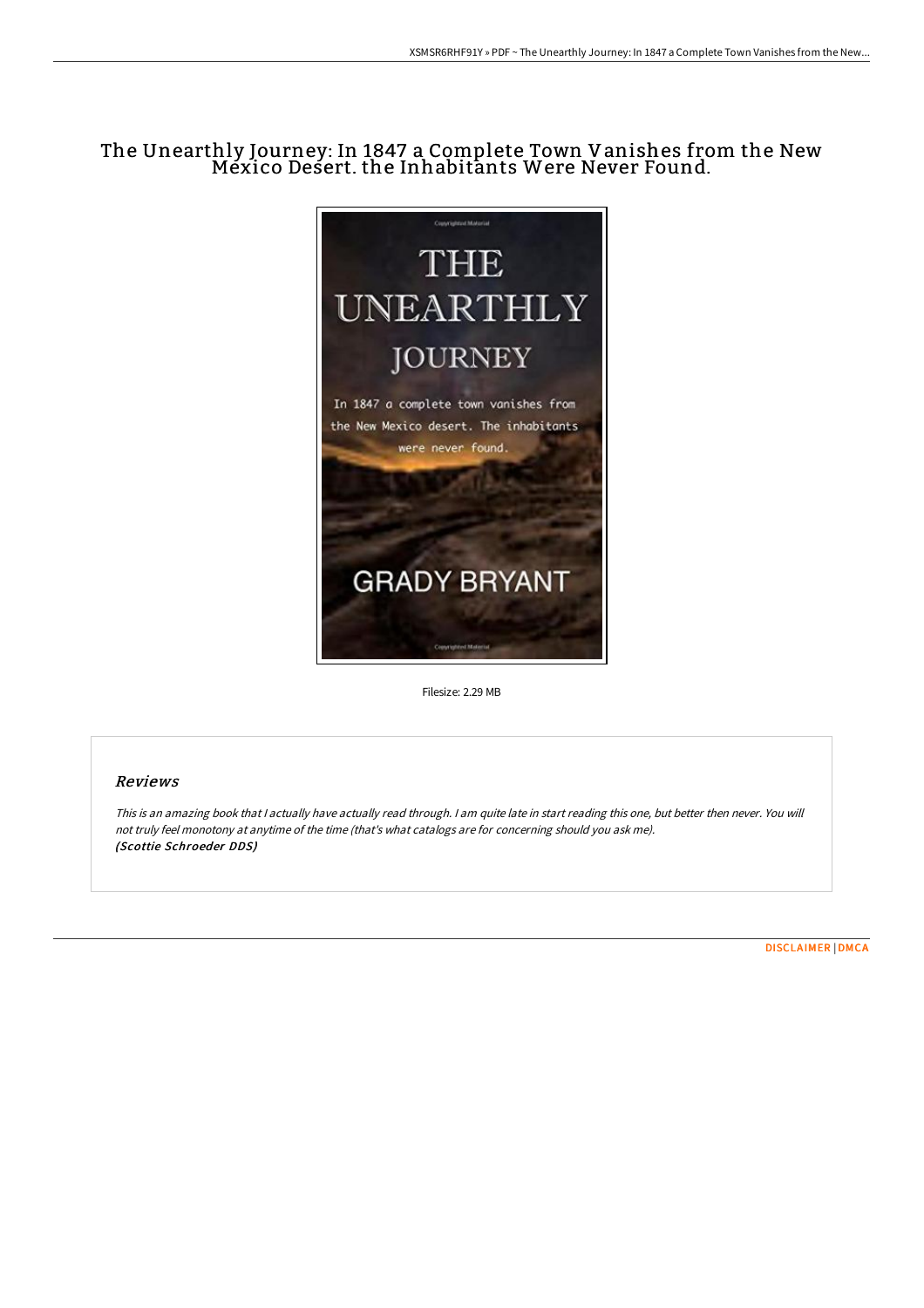# The Unearthly Journey: In 1847 a Complete Town Vanishes from the New Mexico Desert. the Inhabitants Were Never Found.

Filesize: 2.29 MB

## Reviews

*This is an amazing book that I actually have actually read through. I am quite late in start reading this one, but better then never. You will not truly feel monotony at anytime of the time (that's what catalogs are for concerning should you ask me).*
***(Scottie Schroeder DDS)***

DISCLAIMER | DMCA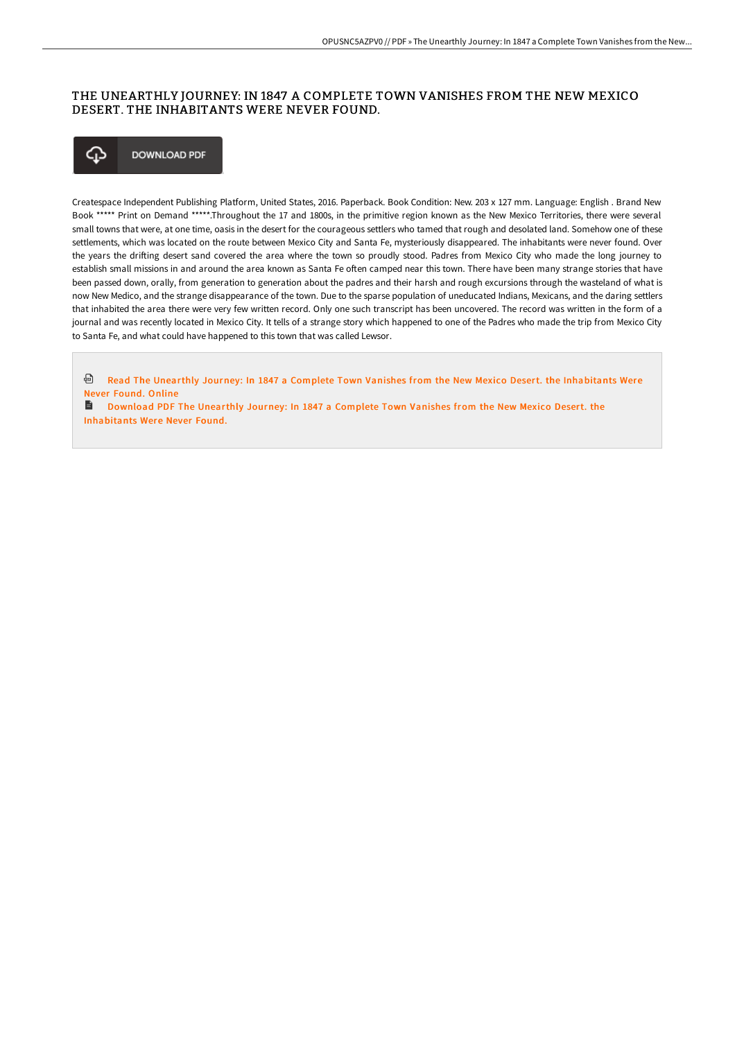# THE UNEARTHLY JOURNEY: IN 1847 A COMPLETE TOWN VANISHES FROM THE NEW MEXICO DESERT. THE INHABITANTS WERE NEVER FOUND.

DOWNLOAD PDF

Createspace Independent Publishing Platform, United States, 2016. Paperback. Book Condition: New. 203 x 127 mm. Language: English . Brand New Book ***** Print on Demand *****.Throughout the 17 and 1800s, in the primitive region known as the New Mexico Territories, there were several small towns that were, at one time, oasis in the desert for the courageous settlers who tamed that rough and desolated land. Somehow one of these settlements, which was located on the route between Mexico City and Santa Fe, mysteriously disappeared. The inhabitants were never found. Over the years the drifting desert sand covered the area where the town so proudly stood. Padres from Mexico City who made the long journey to establish small missions in and around the area known as Santa Fe often camped near this town. There have been many strange stories that have been passed down, orally, from generation to generation about the padres and their harsh and rough excursions through the wasteland of what is now New Medico, and the strange disappearance of the town. Due to the sparse population of uneducated Indians, Mexicans, and the daring settlers that inhabited the area there were very few written record. Only one such transcript has been uncovered. The record was written in the form of a journal and was recently located in Mexico City. It tells of a strange story which happened to one of the Padres who made the trip from Mexico City to Santa Fe, and what could have happened to this town that was called Lewsor.

Read The Unearthly Journey: In 1847 a Complete Town Vanishes from the New Mexico Desert. the Inhabitants Were Never Found. Online

Download PDF The Unearthly Journey: In 1847 a Complete Town Vanishes from the New Mexico Desert. the Inhabitants Were Never Found.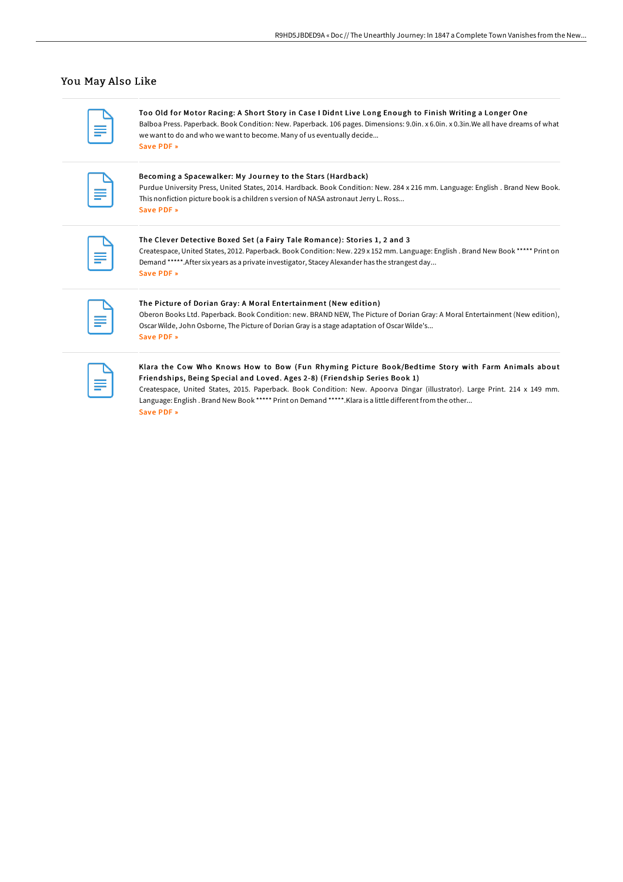## You May Also Like

**Too Old for Motor Racing: A Short Story in Case I Didnt Live Long Enough to Finish Writing a Longer One**

Balboa Press. Paperback. Book Condition: New. Paperback. 106 pages. Dimensions: 9.0in. x 6.0in. x 0.3in.We all have dreams of what we want to do and who we want to become. Many of us eventually decide...

Save PDF »

**Becoming a Spacewalker: My Journey to the Stars (Hardback)**

Purdue University Press, United States, 2014. Hardback. Book Condition: New. 284 x 216 mm. Language: English . Brand New Book. This nonfiction picture book is a children s version of NASA astronaut Jerry L. Ross...

Save PDF »

**The Clever Detective Boxed Set (a Fairy Tale Romance): Stories 1, 2 and 3**

Createspace, United States, 2012. Paperback. Book Condition: New. 229 x 152 mm. Language: English . Brand New Book ***** Print on Demand *****.After six years as a private investigator, Stacey Alexander has the strangest day...

Save PDF »

**The Picture of Dorian Gray: A Moral Entertainment (New edition)**

Oberon Books Ltd. Paperback. Book Condition: new. BRAND NEW, The Picture of Dorian Gray: A Moral Entertainment (New edition), Oscar Wilde, John Osborne, The Picture of Dorian Gray is a stage adaptation of Oscar Wilde's...

Save PDF »

**Klara the Cow Who Knows How to Bow (Fun Rhyming Picture Book/Bedtime Story with Farm Animals about Friendships, Being Special and Loved. Ages 2-8) (Friendship Series Book 1)**

Createspace, United States, 2015. Paperback. Book Condition: New. Apoorva Dingar (illustrator). Large Print. 214 x 149 mm. Language: English . Brand New Book ***** Print on Demand *****.Klara is a little different from the other...

Save PDF »